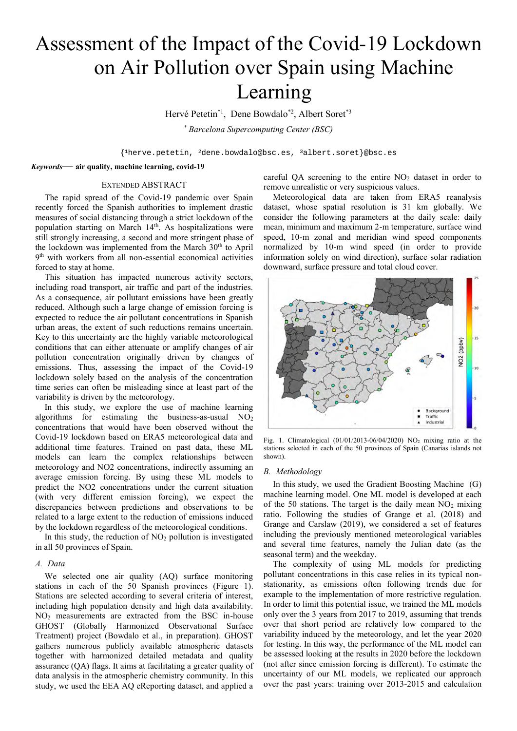# Assessment of the Impact of the Covid-19 Lockdown on Air Pollution over Spain using Machine Learning

Hervé Petetin[*1], Dene Bowdalo[*2], Albert Soret[*3]

[*] *Barcelona Supercomputing Center (BSC)*

{[1]herve.petetin, [2]dene.bowdalo@bsc.es, [3]albert.soret}@bsc.es

***Keywords*— air quality, machine learning, covid-19**

## Extended Abstract

The rapid spread of the Covid-19 pandemic over Spain recently forced the Spanish authorities to implement drastic measures of social distancing through a strict lockdown of the population starting on March 14th. As hospitalizations were still strongly increasing, a second and more stringent phase of the lockdown was implemented from the March 30th to April 9th with workers from all non-essential economical activities forced to stay at home.

This situation has impacted numerous activity sectors, including road transport, air traffic and part of the industries. As a consequence, air pollutant emissions have been greatly reduced. Although such a large change of emission forcing is expected to reduce the air pollutant concentrations in Spanish urban areas, the extent of such reductions remains uncertain. Key to this uncertainty are the highly variable meteorological conditions that can either attenuate or amplify changes of air pollution concentration originally driven by changes of emissions. Thus, assessing the impact of the Covid-19 lockdown solely based on the analysis of the concentration time series can often be misleading since at least part of the variability is driven by the meteorology.

In this study, we explore the use of machine learning algorithms for estimating the business-as-usual $NO_2$ concentrations that would have been observed without the Covid-19 lockdown based on ERA5 meteorological data and additional time features. Trained on past data, these ML models can learn the complex relationships between meteorology and NO2 concentrations, indirectly assuming an average emission forcing. By using these ML models to predict the NO2 concentrations under the current situation (with very different emission forcing), we expect the discrepancies between predictions and observations to be related to a large extent to the reduction of emissions induced by the lockdown regardless of the meteorological conditions.

In this study, the reduction of $NO_2$ pollution is investigated in all 50 provinces of Spain.

### A. Data

We selected one air quality (AQ) surface monitoring stations in each of the 50 Spanish provinces (Figure 1). Stations are selected according to several criteria of interest, including high population density and high data availability. $NO_2$ measurements are extracted from the BSC in-house GHOST (Globally Harmonized Observational Surface Treatment) project (Bowdalo et al., in preparation). GHOST gathers numerous publicly available atmospheric datasets together with harmonized detailed metadata and quality assurance (QA) flags. It aims at facilitating a greater quality of data analysis in the atmospheric chemistry community. In this study, we used the EEA AQ eReporting dataset, and applied a careful QA screening to the entire $NO_2$ dataset in order to remove unrealistic or very suspicious values.

Meteorological data are taken from ERA5 reanalysis dataset, whose spatial resolution is 31 km globally. We consider the following parameters at the daily scale: daily mean, minimum and maximum 2-m temperature, surface wind speed, 10-m zonal and meridian wind speed components normalized by 10-m wind speed (in order to provide information solely on wind direction), surface solar radiation downward, surface pressure and total cloud cover.

Fig. 1. Climatological (01/01/2013-06/04/2020) $NO_2$ mixing ratio at the stations selected in each of the 50 provinces of Spain (Canarias islands not shown).

### B. Methodology

In this study, we used the Gradient Boosting Machine (G) machine learning model. One ML model is developed at each of the 50 stations. The target is the daily mean $NO_2$ mixing ratio. Following the studies of Grange et al. (2018) and Grange and Carslaw (2019), we considered a set of features including the previously mentioned meteorological variables and several time features, namely the Julian date (as the seasonal term) and the weekday.

The complexity of using ML models for predicting pollutant concentrations in this case relies in its typical non-stationarity, as emissions often following trends due for example to the implementation of more restrictive regulation. In order to limit this potential issue, we trained the ML models only over the 3 years from 2017 to 2019, assuming that trends over that short period are relatively low compared to the variability induced by the meteorology, and let the year 2020 for testing. In this way, the performance of the ML model can be assessed looking at the results in 2020 before the lockdown (not after since emission forcing is different). To estimate the uncertainty of our ML models, we replicated our approach over the past years: training over 2013-2015 and calculation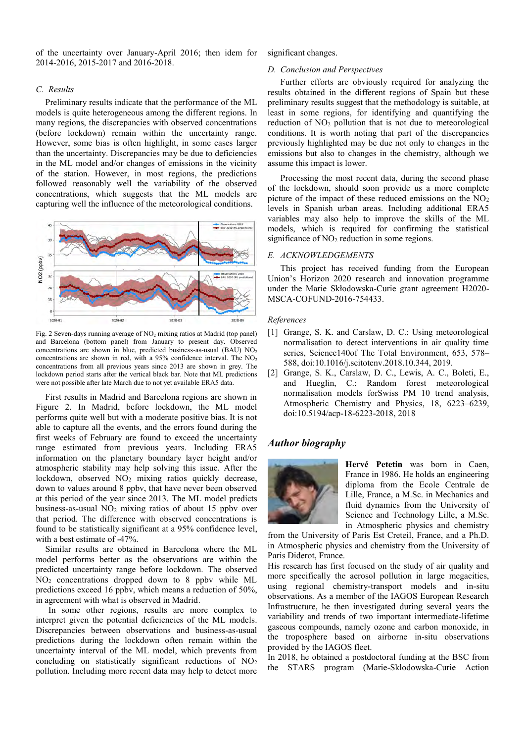of the uncertainty over January-April 2016; then idem for 2014-2016, 2015-2017 and 2016-2018.

### C. Results

Preliminary results indicate that the performance of the ML models is quite heterogeneous among the different regions. In many regions, the discrepancies with observed concentrations (before lockdown) remain within the uncertainty range. However, some bias is often highlight, in some cases larger than the uncertainty. Discrepancies may be due to deficiencies in the ML model and/or changes of emissions in the vicinity of the station. However, in most regions, the predictions followed reasonably well the variability of the observed concentrations, which suggests that the ML models are capturing well the influence of the meteorological conditions.

Fig. 2 Seven-days running average of $NO_2$ mixing ratios at Madrid (top panel) and Barcelona (bottom panel) from January to present day. Observed concentrations are shown in blue, predicted business-as-usual (BAU) $NO_2$ concentrations are shown in red, with a 95% confidence interval. The $NO_2$ concentrations from all previous years since 2013 are shown in grey. The lockdown period starts after the vertical black bar. Note that ML predictions were not possible after late March due to not yet available ERA5 data.

First results in Madrid and Barcelona regions are shown in Figure 2. In Madrid, before lockdown, the ML model performs quite well but with a moderate positive bias. It is not able to capture all the events, and the errors found during the first weeks of February are found to exceed the uncertainty range estimated from previous years. Including ERA5 information on the planetary boundary layer height and/or atmospheric stability may help solving this issue. After the lockdown, observed $NO_2$ mixing ratios quickly decrease, down to values around 8 ppbv, that have never been observed at this period of the year since 2013. The ML model predicts business-as-usual $NO_2$ mixing ratios of about 15 ppbv over that period. The difference with observed concentrations is found to be statistically significant at a 95% confidence level, with a best estimate of -47%.

Similar results are obtained in Barcelona where the ML model performs better as the observations are within the predicted uncertainty range before lockdown. The observed $NO_2$ concentrations dropped down to 8 ppbv while ML predictions exceed 16 ppbv, which means a reduction of 50%, in agreement with what is observed in Madrid.

In some other regions, results are more complex to interpret given the potential deficiencies of the ML models. Discrepancies between observations and business-as-usual predictions during the lockdown often remain within the uncertainty interval of the ML model, which prevents from concluding on statistically significant reductions of $NO_2$ pollution. Including more recent data may help to detect more significant changes.

### D. Conclusion and Perspectives

Further efforts are obviously required for analyzing the results obtained in the different regions of Spain but these preliminary results suggest that the methodology is suitable, at least in some regions, for identifying and quantifying the reduction of $NO_2$ pollution that is not due to meteorological conditions. It is worth noting that part of the discrepancies previously highlighted may be due not only to changes in the emissions but also to changes in the chemistry, although we assume this impact is lower.

Processing the most recent data, during the second phase of the lockdown, should soon provide us a more complete picture of the impact of these reduced emissions on the $NO_2$ levels in Spanish urban areas. Including additional ERA5 variables may also help to improve the skills of the ML models, which is required for confirming the statistical significance of $NO_2$ reduction in some regions.

### E. ACKNOWLEDGEMENTS

This project has received funding from the European Union's Horizon 2020 research and innovation programme under the Marie Skłodowska-Curie grant agreement H2020-MSCA-COFUND-2016-754433.

### References

[1] Grange, S. K. and Carslaw, D. C.: Using meteorological normalisation to detect interventions in air quality time series, Science140of The Total Environment, 653, 578–588, doi:10.1016/j.scitotenv.2018.10.344, 2019.

[2] Grange, S. K., Carslaw, D. C., Lewis, A. C., Boleti, E., and Hueglin, C.: Random forest meteorological normalisation models forSwiss PM 10 trend analysis, Atmospheric Chemistry and Physics, 18, 6223–6239, doi:10.5194/acp-18-6223-2018, 2018

## *Author biography*

**Hervé Petetin** was born in Caen, France in 1986. He holds an engineering diploma from the Ecole Centrale de Lille, France, a M.Sc. in Mechanics and fluid dynamics from the University of Science and Technology Lille, a M.Sc. in Atmospheric physics and chemistry from the University of Paris Est Creteil, France, and a Ph.D. in Atmospheric physics and chemistry from the University of Paris Diderot, France.

His research has first focused on the study of air quality and more specifically the aerosol pollution in large megacities, using regional chemistry-transport models and in-situ observations. As a member of the IAGOS European Research Infrastructure, he then investigated during several years the variability and trends of two important intermediate-lifetime gaseous compounds, namely ozone and carbon monoxide, in the troposphere based on airborne in-situ observations provided by the IAGOS fleet.

In 2018, he obtained a postdoctoral funding at the BSC from the STARS program (Marie-Sklodowska-Curie Action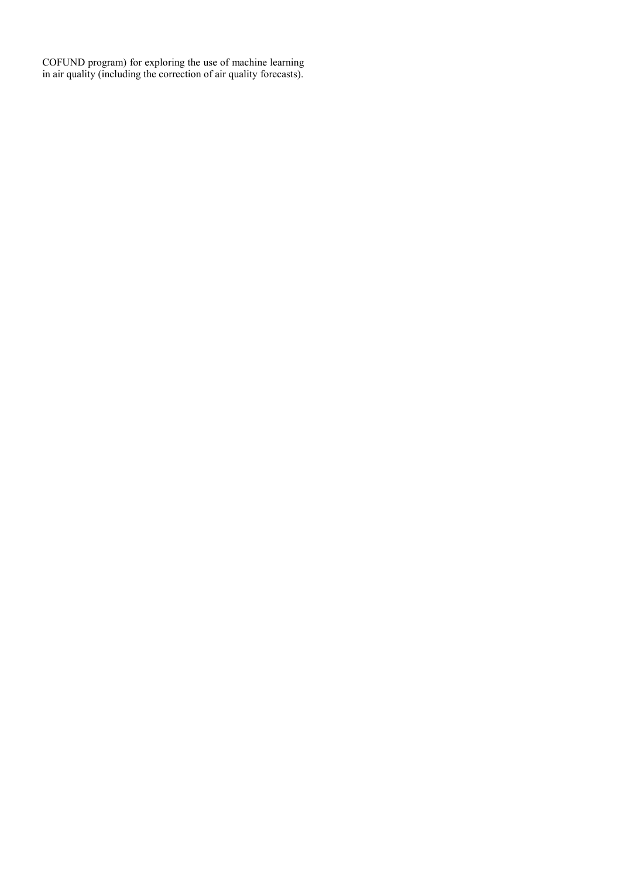COFUND program) for exploring the use of machine learning in air quality (including the correction of air quality forecasts).